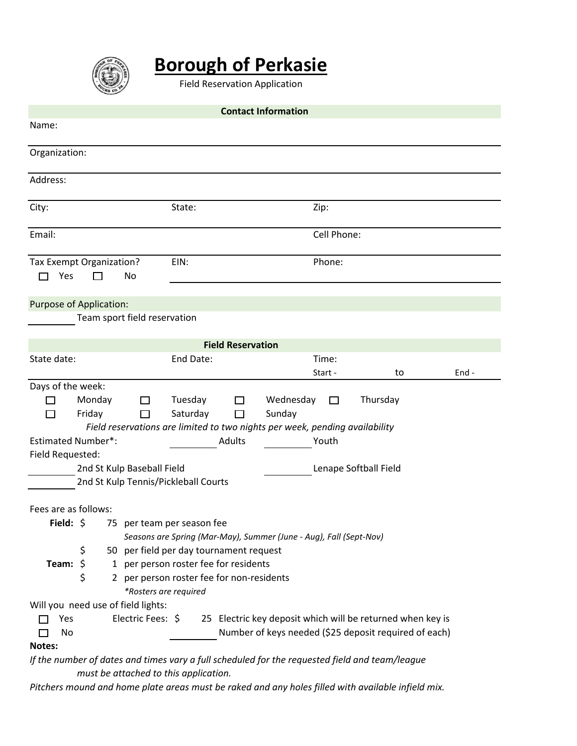# Borough of Perkasie

Field Reservation Application

## Contact Information

Name:

Organization:

Address:

City: State: Zip:

Email: Cell Phone:

Tax Exempt Organization? ☐ Yes ☐ No EIN: Phone:

## Purpose of Application:

_________ Team sport field reservation

## Field Reservation

State date: End Date: Time: Start - to End -

Days of the week:

☐ Monday ☐ Tuesday ☐ Wednesday ☐ Thursday
☐ Friday ☐ Saturday ☐ Sunday

*Field reservations are limited to two nights per week, pending availability*

Estimated Number*: _________ Adults _________ Youth

Field Requested:

_________ 2nd St Kulp Baseball Field _________ Lenape Softball Field
_________ 2nd St Kulp Tennis/Pickleball Courts

Fees are as follows:

**Field:** $ 75 per team per season fee
*Seasons are Spring (Mar-May), Summer (June - Aug), Fall (Sept-Nov)*
$ 50 per field per day tournament request

**Team:** $ 1 per person roster fee for residents
$ 2 per person roster fee for non-residents
*\*Rosters are required*

Will you need use of field lights:

☐ Yes Electric Fees: $ 25 Electric key deposit which will be returned when key is
☐ No _________ Number of keys needed ($25 deposit required of each)

**Notes:**

*If the number of dates and times vary a full scheduled for the requested field and team/league must be attached to this application.*

*Pitchers mound and home plate areas must be raked and any holes filled with available infield mix.*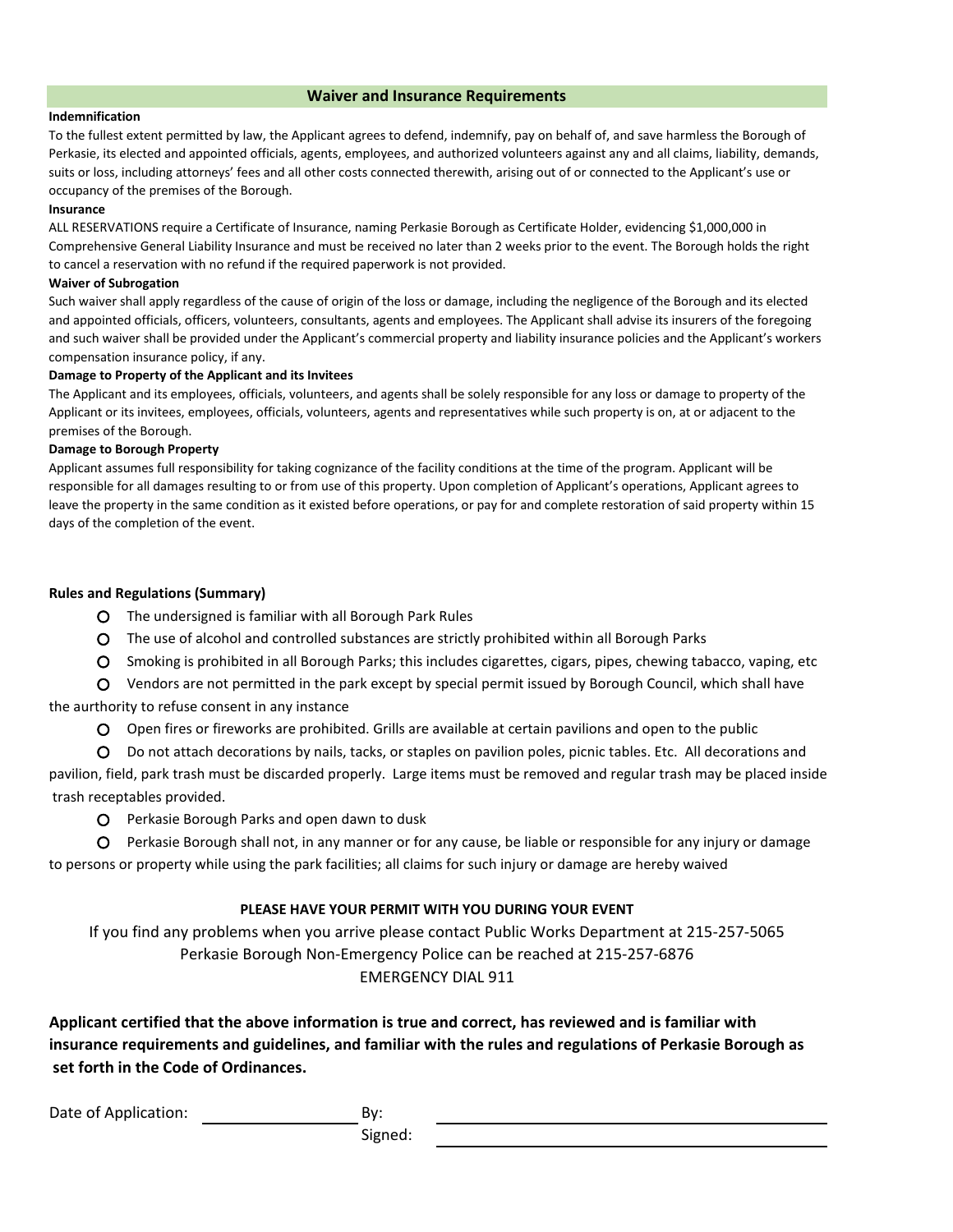## Waiver and Insurance Requirements

**Indemnification**

To the fullest extent permitted by law, the Applicant agrees to defend, indemnify, pay on behalf of, and save harmless the Borough of Perkasie, its elected and appointed officials, agents, employees, and authorized volunteers against any and all claims, liability, demands, suits or loss, including attorneys' fees and all other costs connected therewith, arising out of or connected to the Applicant's use or occupancy of the premises of the Borough.

**Insurance**

ALL RESERVATIONS require a Certificate of Insurance, naming Perkasie Borough as Certificate Holder, evidencing $1,000,000 in Comprehensive General Liability Insurance and must be received no later than 2 weeks prior to the event. The Borough holds the right to cancel a reservation with no refund if the required paperwork is not provided.

**Waiver of Subrogation**

Such waiver shall apply regardless of the cause of origin of the loss or damage, including the negligence of the Borough and its elected and appointed officials, officers, volunteers, consultants, agents and employees. The Applicant shall advise its insurers of the foregoing and such waiver shall be provided under the Applicant's commercial property and liability insurance policies and the Applicant's workers compensation insurance policy, if any.

**Damage to Property of the Applicant and its Invitees**

The Applicant and its employees, officials, volunteers, and agents shall be solely responsible for any loss or damage to property of the Applicant or its invitees, employees, officials, volunteers, agents and representatives while such property is on, at or adjacent to the premises of the Borough.

**Damage to Borough Property**

Applicant assumes full responsibility for taking cognizance of the facility conditions at the time of the program. Applicant will be responsible for all damages resulting to or from use of this property. Upon completion of Applicant's operations, Applicant agrees to leave the property in the same condition as it existed before operations, or pay for and complete restoration of said property within 15 days of the completion of the event.

**Rules and Regulations (Summary)**

- The undersigned is familiar with all Borough Park Rules
- The use of alcohol and controlled substances are strictly prohibited within all Borough Parks
- Smoking is prohibited in all Borough Parks; this includes cigarettes, cigars, pipes, chewing tabacco, vaping, etc
- Vendors are not permitted in the park except by special permit issued by Borough Council, which shall have the aurthority to refuse consent in any instance
- Open fires or fireworks are prohibited. Grills are available at certain pavilions and open to the public
- Do not attach decorations by nails, tacks, or staples on pavilion poles, picnic tables. Etc. All decorations and pavilion, field, park trash must be discarded properly. Large items must be removed and regular trash may be placed inside trash receptables provided.
- Perkasie Borough Parks and open dawn to dusk
- Perkasie Borough shall not, in any manner or for any cause, be liable or responsible for any injury or damage to persons or property while using the park facilities; all claims for such injury or damage are hereby waived

**PLEASE HAVE YOUR PERMIT WITH YOU DURING YOUR EVENT**

If you find any problems when you arrive please contact Public Works Department at 215-257-5065

Perkasie Borough Non-Emergency Police can be reached at 215-257-6876

EMERGENCY DIAL 911

**Applicant certified that the above information is true and correct, has reviewed and is familiar with insurance requirements and guidelines, and familiar with the rules and regulations of Perkasie Borough as set forth in the Code of Ordinances.**

Date of Application: ______________ By: ______________________________

Signed: ______________________________